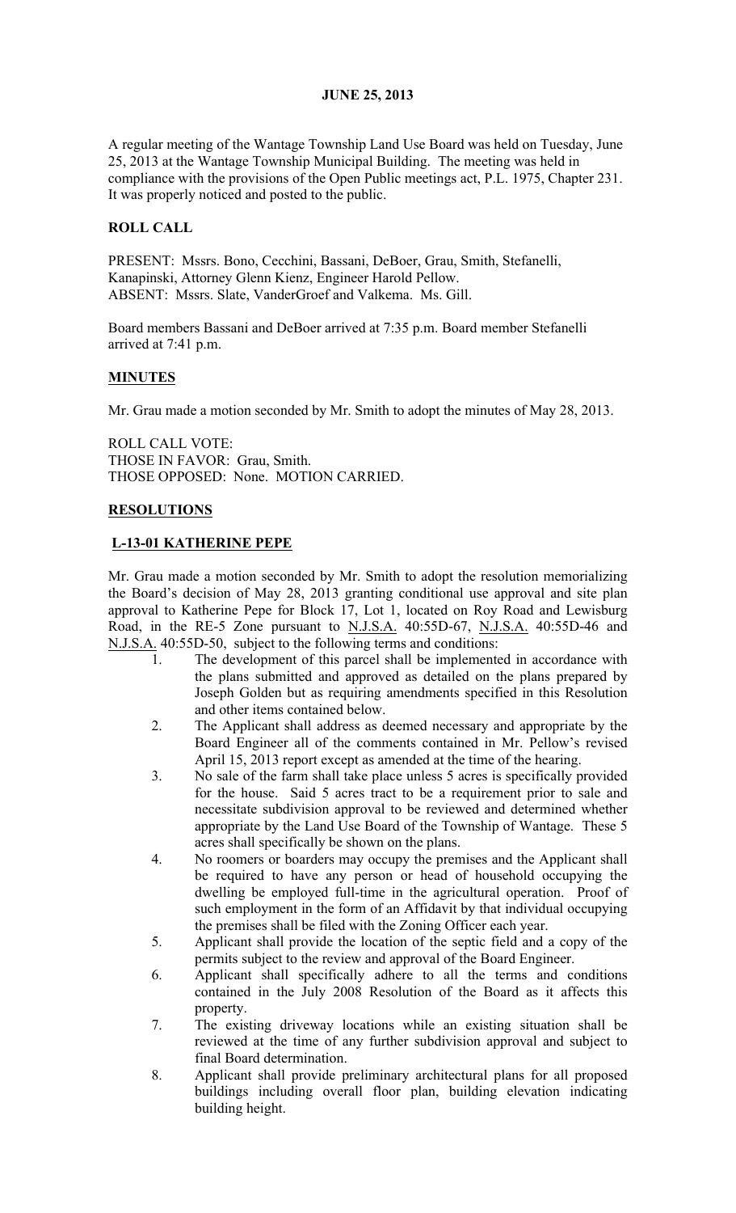# JUNE 25, 2013

A regular meeting of the Wantage Township Land Use Board was held on Tuesday, June 25, 2013 at the Wantage Township Municipal Building. The meeting was held in compliance with the provisions of the Open Public meetings act, P.L. 1975, Chapter 231. It was properly noticed and posted to the public.

## ROLL CALL

PRESENT: Mssrs. Bono, Cecchini, Bassani, DeBoer, Grau, Smith, Stefanelli, Kanapinski, Attorney Glenn Kienz, Engineer Harold Pellow.
ABSENT: Mssrs. Slate, VanderGroef and Valkema. Ms. Gill.

Board members Bassani and DeBoer arrived at 7:35 p.m. Board member Stefanelli arrived at 7:41 p.m.

## MINUTES

Mr. Grau made a motion seconded by Mr. Smith to adopt the minutes of May 28, 2013.

ROLL CALL VOTE:
THOSE IN FAVOR: Grau, Smith.
THOSE OPPOSED: None. MOTION CARRIED.

## RESOLUTIONS

### L-13-01 KATHERINE PEPE

Mr. Grau made a motion seconded by Mr. Smith to adopt the resolution memorializing the Board's decision of May 28, 2013 granting conditional use approval and site plan approval to Katherine Pepe for Block 17, Lot 1, located on Roy Road and Lewisburg Road, in the RE-5 Zone pursuant to N.J.S.A. 40:55D-67, N.J.S.A. 40:55D-46 and N.J.S.A. 40:55D-50, subject to the following terms and conditions:

1. The development of this parcel shall be implemented in accordance with the plans submitted and approved as detailed on the plans prepared by Joseph Golden but as requiring amendments specified in this Resolution and other items contained below.
2. The Applicant shall address as deemed necessary and appropriate by the Board Engineer all of the comments contained in Mr. Pellow's revised April 15, 2013 report except as amended at the time of the hearing.
3. No sale of the farm shall take place unless 5 acres is specifically provided for the house. Said 5 acres tract to be a requirement prior to sale and necessitate subdivision approval to be reviewed and determined whether appropriate by the Land Use Board of the Township of Wantage. These 5 acres shall specifically be shown on the plans.
4. No roomers or boarders may occupy the premises and the Applicant shall be required to have any person or head of household occupying the dwelling be employed full-time in the agricultural operation. Proof of such employment in the form of an Affidavit by that individual occupying the premises shall be filed with the Zoning Officer each year.
5. Applicant shall provide the location of the septic field and a copy of the permits subject to the review and approval of the Board Engineer.
6. Applicant shall specifically adhere to all the terms and conditions contained in the July 2008 Resolution of the Board as it affects this property.
7. The existing driveway locations while an existing situation shall be reviewed at the time of any further subdivision approval and subject to final Board determination.
8. Applicant shall provide preliminary architectural plans for all proposed buildings including overall floor plan, building elevation indicating building height.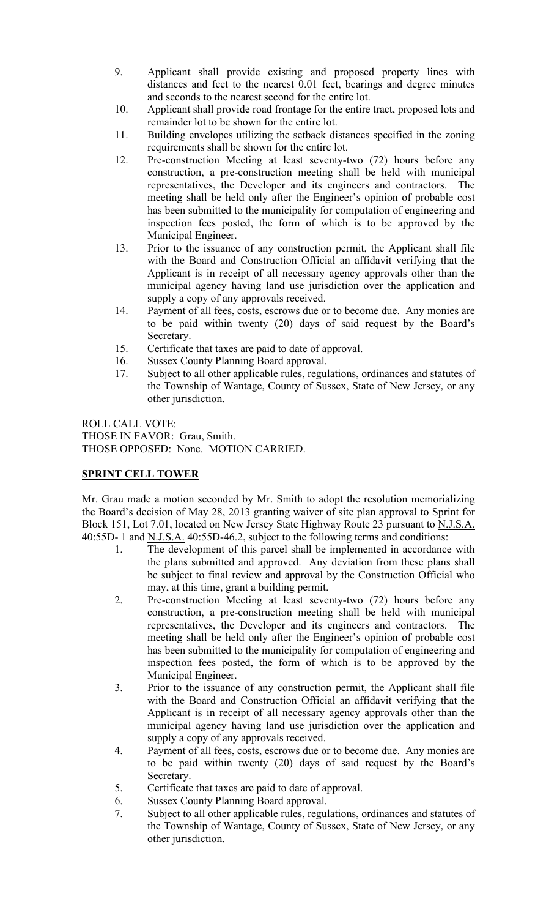9. Applicant shall provide existing and proposed property lines with distances and feet to the nearest 0.01 feet, bearings and degree minutes and seconds to the nearest second for the entire lot.
10. Applicant shall provide road frontage for the entire tract, proposed lots and remainder lot to be shown for the entire lot.
11. Building envelopes utilizing the setback distances specified in the zoning requirements shall be shown for the entire lot.
12. Pre-construction Meeting at least seventy-two (72) hours before any construction, a pre-construction meeting shall be held with municipal representatives, the Developer and its engineers and contractors. The meeting shall be held only after the Engineer's opinion of probable cost has been submitted to the municipality for computation of engineering and inspection fees posted, the form of which is to be approved by the Municipal Engineer.
13. Prior to the issuance of any construction permit, the Applicant shall file with the Board and Construction Official an affidavit verifying that the Applicant is in receipt of all necessary agency approvals other than the municipal agency having land use jurisdiction over the application and supply a copy of any approvals received.
14. Payment of all fees, costs, escrows due or to become due. Any monies are to be paid within twenty (20) days of said request by the Board's Secretary.
15. Certificate that taxes are paid to date of approval.
16. Sussex County Planning Board approval.
17. Subject to all other applicable rules, regulations, ordinances and statutes of the Township of Wantage, County of Sussex, State of New Jersey, or any other jurisdiction.

ROLL CALL VOTE:
THOSE IN FAVOR: Grau, Smith.
THOSE OPPOSED: None. MOTION CARRIED.

**SPRINT CELL TOWER**

Mr. Grau made a motion seconded by Mr. Smith to adopt the resolution memorializing the Board's decision of May 28, 2013 granting waiver of site plan approval to Sprint for Block 151, Lot 7.01, located on New Jersey State Highway Route 23 pursuant to N.J.S.A. 40:55D- 1 and N.J.S.A. 40:55D-46.2, subject to the following terms and conditions:

1. The development of this parcel shall be implemented in accordance with the plans submitted and approved. Any deviation from these plans shall be subject to final review and approval by the Construction Official who may, at this time, grant a building permit.
2. Pre-construction Meeting at least seventy-two (72) hours before any construction, a pre-construction meeting shall be held with municipal representatives, the Developer and its engineers and contractors. The meeting shall be held only after the Engineer's opinion of probable cost has been submitted to the municipality for computation of engineering and inspection fees posted, the form of which is to be approved by the Municipal Engineer.
3. Prior to the issuance of any construction permit, the Applicant shall file with the Board and Construction Official an affidavit verifying that the Applicant is in receipt of all necessary agency approvals other than the municipal agency having land use jurisdiction over the application and supply a copy of any approvals received.
4. Payment of all fees, costs, escrows due or to become due. Any monies are to be paid within twenty (20) days of said request by the Board's Secretary.
5. Certificate that taxes are paid to date of approval.
6. Sussex County Planning Board approval.
7. Subject to all other applicable rules, regulations, ordinances and statutes of the Township of Wantage, County of Sussex, State of New Jersey, or any other jurisdiction.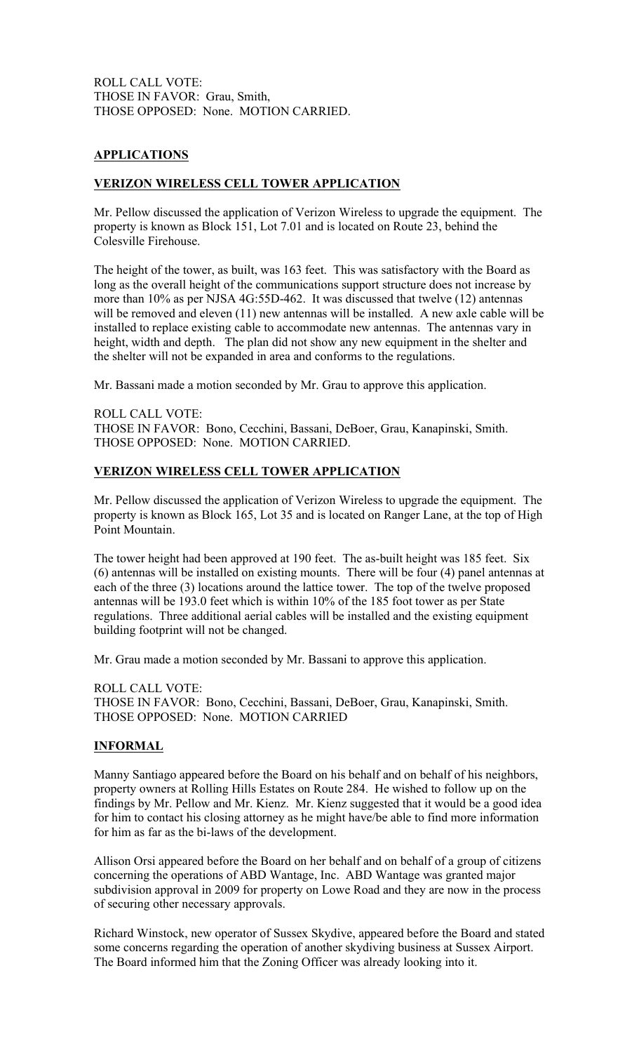ROLL CALL VOTE:
THOSE IN FAVOR: Grau, Smith,
THOSE OPPOSED: None. MOTION CARRIED.

## **APPLICATIONS**

### **VERIZON WIRELESS CELL TOWER APPLICATION**

Mr. Pellow discussed the application of Verizon Wireless to upgrade the equipment. The property is known as Block 151, Lot 7.01 and is located on Route 23, behind the Colesville Firehouse.

The height of the tower, as built, was 163 feet. This was satisfactory with the Board as long as the overall height of the communications support structure does not increase by more than 10% as per NJSA 4G:55D-462. It was discussed that twelve (12) antennas will be removed and eleven (11) new antennas will be installed. A new axle cable will be installed to replace existing cable to accommodate new antennas. The antennas vary in height, width and depth. The plan did not show any new equipment in the shelter and the shelter will not be expanded in area and conforms to the regulations.

Mr. Bassani made a motion seconded by Mr. Grau to approve this application.

ROLL CALL VOTE:
THOSE IN FAVOR: Bono, Cecchini, Bassani, DeBoer, Grau, Kanapinski, Smith.
THOSE OPPOSED: None. MOTION CARRIED.

### **VERIZON WIRELESS CELL TOWER APPLICATION**

Mr. Pellow discussed the application of Verizon Wireless to upgrade the equipment. The property is known as Block 165, Lot 35 and is located on Ranger Lane, at the top of High Point Mountain.

The tower height had been approved at 190 feet. The as-built height was 185 feet. Six (6) antennas will be installed on existing mounts. There will be four (4) panel antennas at each of the three (3) locations around the lattice tower. The top of the twelve proposed antennas will be 193.0 feet which is within 10% of the 185 foot tower as per State regulations. Three additional aerial cables will be installed and the existing equipment building footprint will not be changed.

Mr. Grau made a motion seconded by Mr. Bassani to approve this application.

ROLL CALL VOTE:
THOSE IN FAVOR: Bono, Cecchini, Bassani, DeBoer, Grau, Kanapinski, Smith.
THOSE OPPOSED: None. MOTION CARRIED

## **INFORMAL**

Manny Santiago appeared before the Board on his behalf and on behalf of his neighbors, property owners at Rolling Hills Estates on Route 284. He wished to follow up on the findings by Mr. Pellow and Mr. Kienz. Mr. Kienz suggested that it would be a good idea for him to contact his closing attorney as he might have/be able to find more information for him as far as the bi-laws of the development.

Allison Orsi appeared before the Board on her behalf and on behalf of a group of citizens concerning the operations of ABD Wantage, Inc. ABD Wantage was granted major subdivision approval in 2009 for property on Lowe Road and they are now in the process of securing other necessary approvals.

Richard Winstock, new operator of Sussex Skydive, appeared before the Board and stated some concerns regarding the operation of another skydiving business at Sussex Airport. The Board informed him that the Zoning Officer was already looking into it.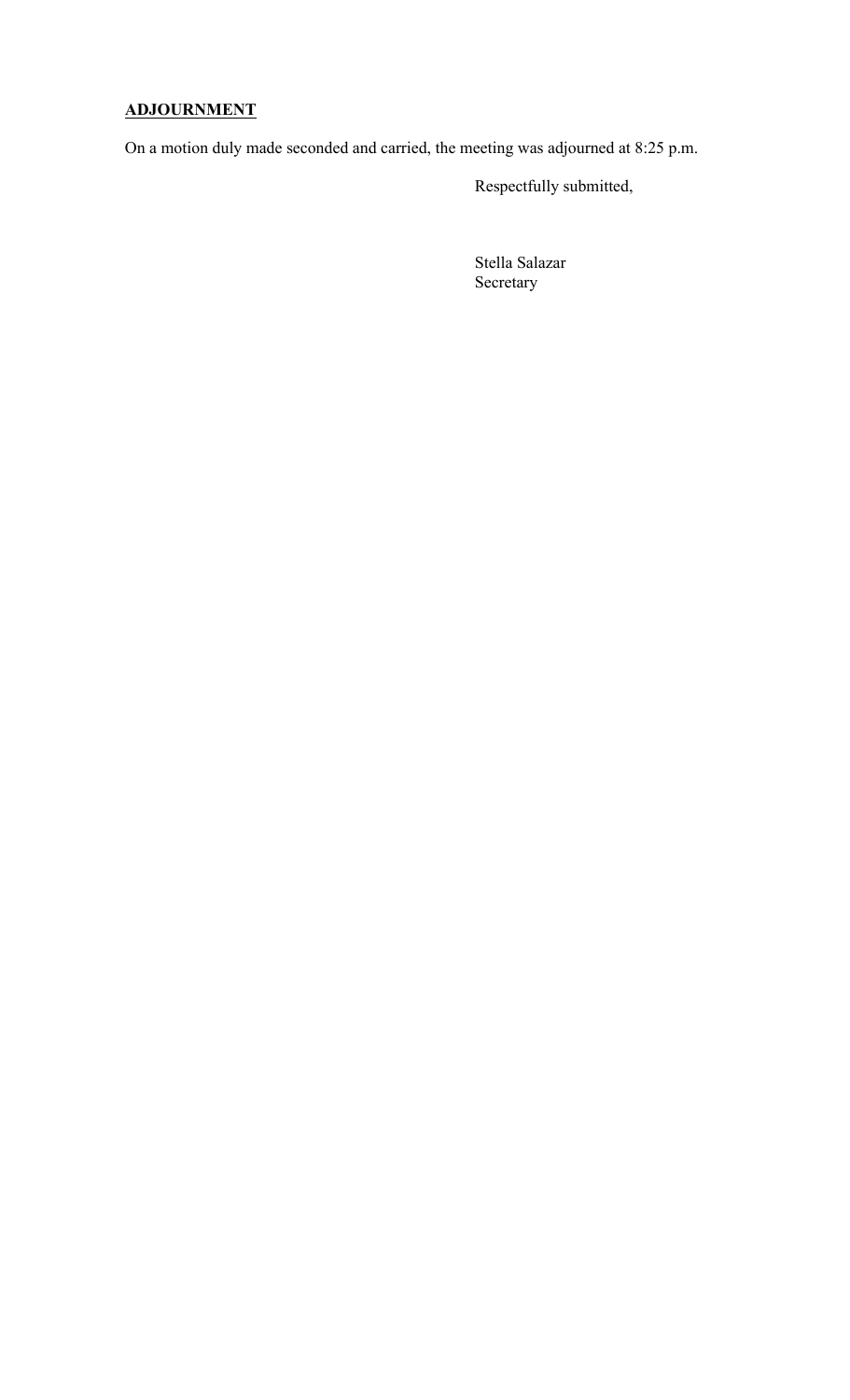**ADJOURNMENT**

On a motion duly made seconded and carried, the meeting was adjourned at 8:25 p.m.

Respectfully submitted,

Stella Salazar
Secretary